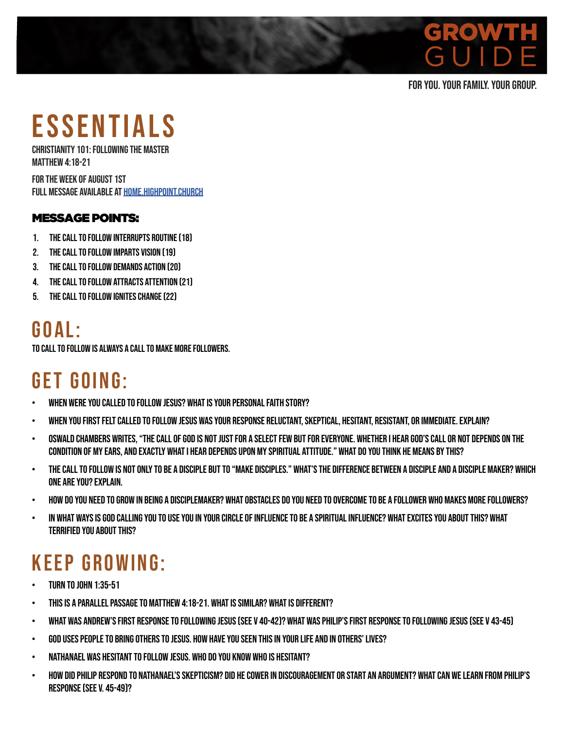# GROWTH GUIDE

FOR YOU. YOUR FAMILY. YOUR GROUP.

# ESSENTIALS

CHRISTIANITY 101: FOLLOWING THE MASTER
MATTHEW 4:18-21

FOR THE WEEK OF AUGUST 1ST
FULL MESSAGE AVAILABLE AT HOME.HIGHPOINT.CHURCH

### MESSAGE POINTS:

1. THE CALL TO FOLLOW INTERRUPTS ROUTINE (18)
2. THE CALL TO FOLLOW IMPARTS VISION (19)
3. THE CALL TO FOLLOW DEMANDS ACTION (20)
4. THE CALL TO FOLLOW ATTRACTS ATTENTION (21)
5. THE CALL TO FOLLOW IGNITES CHANGE (22)

## GOAL:

TO CALL TO FOLLOW IS ALWAYS A CALL TO MAKE MORE FOLLOWERS.

## GET GOING:

- WHEN WERE YOU CALLED TO FOLLOW JESUS? WHAT IS YOUR PERSONAL FAITH STORY?
- WHEN YOU FIRST FELT CALLED TO FOLLOW JESUS WAS YOUR RESPONSE RELUCTANT, SKEPTICAL, HESITANT, RESISTANT, OR IMMEDIATE. EXPLAIN?
- OSWALD CHAMBERS WRITES, "THE CALL OF GOD IS NOT JUST FOR A SELECT FEW BUT FOR EVERYONE. WHETHER I HEAR GOD'S CALL OR NOT DEPENDS ON THE CONDITION OF MY EARS, AND EXACTLY WHAT I HEAR DEPENDS UPON MY SPIRITUAL ATTITUDE." WHAT DO YOU THINK HE MEANS BY THIS?
- THE CALL TO FOLLOW IS NOT ONLY TO BE A DISCIPLE BUT TO "MAKE DISCIPLES." WHAT'S THE DIFFERENCE BETWEEN A DISCIPLE AND A DISCIPLE MAKER? WHICH ONE ARE YOU? EXPLAIN.
- HOW DO YOU NEED TO GROW IN BEING A DISCIPLEMAKER? WHAT OBSTACLES DO YOU NEED TO OVERCOME TO BE A FOLLOWER WHO MAKES MORE FOLLOWERS?
- IN WHAT WAYS IS GOD CALLING YOU TO USE YOU IN YOUR CIRCLE OF INFLUENCE TO BE A SPIRITUAL INFLUENCE? WHAT EXCITES YOU ABOUT THIS? WHAT TERRIFIED YOU ABOUT THIS?

## KEEP GROWING:

- TURN TO JOHN 1:35-51
- THIS IS A PARALLEL PASSAGE TO MATTHEW 4:18-21. WHAT IS SIMILAR? WHAT IS DIFFERENT?
- WHAT WAS ANDREW'S FIRST RESPONSE TO FOLLOWING JESUS (SEE V 40-42)? WHAT WAS PHILIP'S FIRST RESPONSE TO FOLLOWING JESUS (SEE V 43-45)
- GOD USES PEOPLE TO BRING OTHERS TO JESUS. HOW HAVE YOU SEEN THIS IN YOUR LIFE AND IN OTHERS' LIVES?
- NATHANAEL WAS HESITANT TO FOLLOW JESUS. WHO DO YOU KNOW WHO IS HESITANT?
- HOW DID PHILIP RESPOND TO NATHANAEL'S SKEPTICISM? DID HE COWER IN DISCOURAGEMENT OR START AN ARGUMENT? WHAT CAN WE LEARN FROM PHILIP'S RESPONSE (SEE V. 45-49)?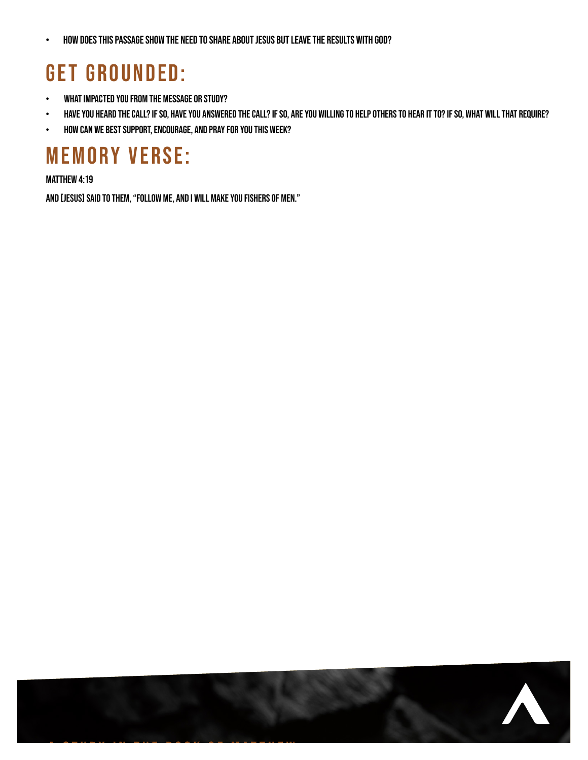- HOW DOES THIS PASSAGE SHOW THE NEED TO SHARE ABOUT JESUS BUT LEAVE THE RESULTS WITH GOD?

## GET GROUNDED:

- WHAT IMPACTED YOU FROM THE MESSAGE OR STUDY?
- HAVE YOU HEARD THE CALL? IF SO, HAVE YOU ANSWERED THE CALL? IF SO, ARE YOU WILLING TO HELP OTHERS TO HEAR IT TO? IF SO, WHAT WILL THAT REQUIRE?
- HOW CAN WE BEST SUPPORT, ENCOURAGE, AND PRAY FOR YOU THIS WEEK?

## MEMORY VERSE:

MATTHEW 4:19

AND [JESUS] SAID TO THEM, "FOLLOW ME, AND I WILL MAKE YOU FISHERS OF MEN."